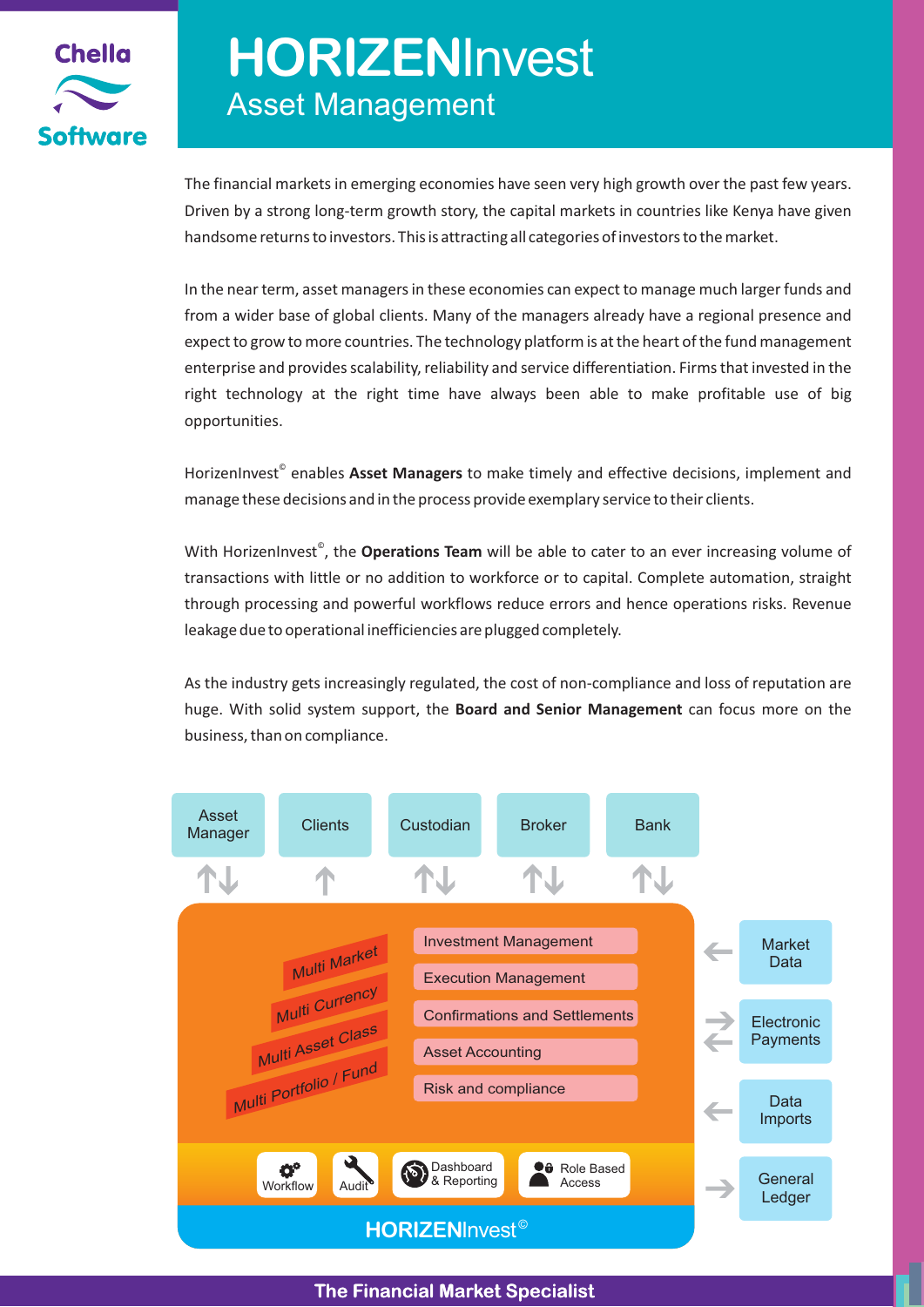Chella Software

# HORIZENInvest

## Asset Management

The financial markets in emerging economies have seen very high growth over the past few years. Driven by a strong long-term growth story, the capital markets in countries like Kenya have given handsome returns to investors. This is attracting all categories of investors to the market.

In the near term, asset managers in these economies can expect to manage much larger funds and from a wider base of global clients. Many of the managers already have a regional presence and expect to grow to more countries. The technology platform is at the heart of the fund management enterprise and provides scalability, reliability and service differentiation. Firms that invested in the right technology at the right time have always been able to make profitable use of big opportunities.

HorizenInvest© enables **Asset Managers** to make timely and effective decisions, implement and manage these decisions and in the process provide exemplary service to their clients.

With HorizenInvest©, the **Operations Team** will be able to cater to an ever increasing volume of transactions with little or no addition to workforce or to capital. Complete automation, straight through processing and powerful workflows reduce errors and hence operations risks. Revenue leakage due to operational inefficiencies are plugged completely.

As the industry gets increasingly regulated, the cost of non-compliance and loss of reputation are huge. With solid system support, the **Board and Senior Management** can focus more on the business, than on compliance.

Asset Manager | Clients | Custodian | Broker | Bank

Multi Market
Multi Currency
Multi Asset Class
Multi Portfolio / Fund

- Investment Management
- Execution Management
- Confirmations and Settlements
- Asset Accounting
- Risk and compliance

Market Data | Electronic Payments | Data Imports | General Ledger

Workflow | Audit | Dashboard & Reporting | Role Based Access

HORIZENInvest©

**The Financial Market Specialist**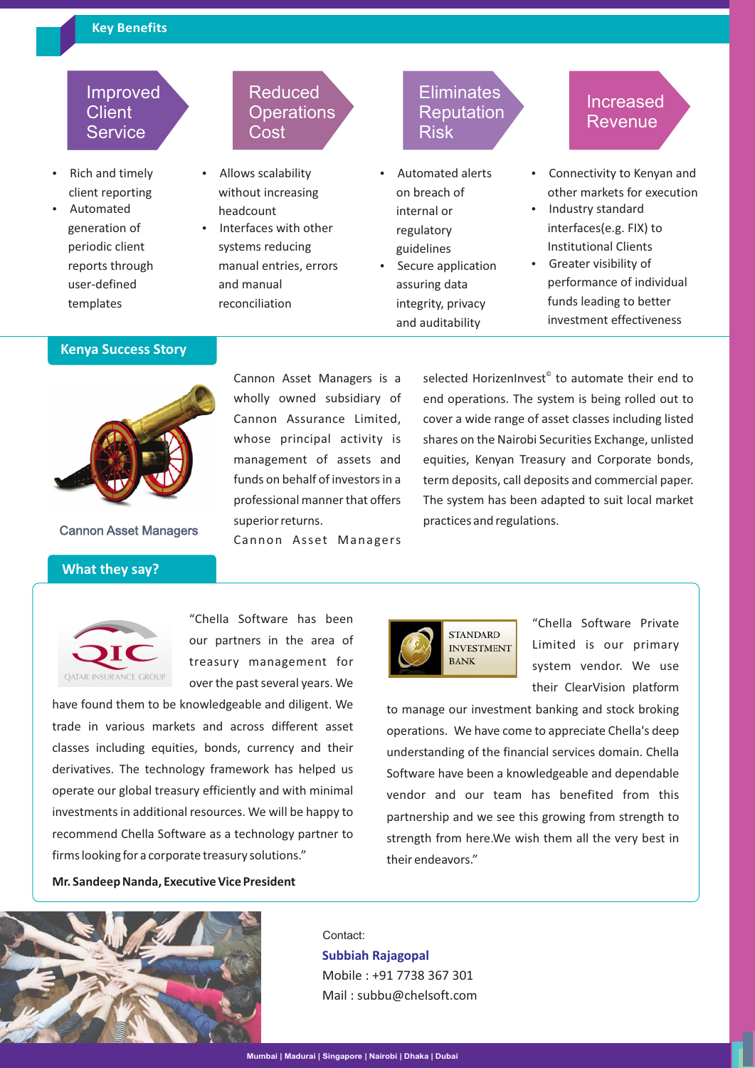## Key Benefits

### Improved Client Service

- Rich and timely client reporting
- Automated generation of periodic client reports through user-defined templates

### Reduced Operations Cost

- Allows scalability without increasing headcount
- Interfaces with other systems reducing manual entries, errors and manual reconciliation

### Eliminates Reputation Risk

- Automated alerts on breach of internal or regulatory guidelines
- Secure application assuring data integrity, privacy and auditability

### Increased Revenue

- Connectivity to Kenyan and other markets for execution
- Industry standard interfaces(e.g. FIX) to Institutional Clients
- Greater visibility of performance of individual funds leading to better investment effectiveness

## Kenya Success Story

Cannon Asset Managers

Cannon Asset Managers is a wholly owned subsidiary of Cannon Assurance Limited, whose principal activity is management of assets and funds on behalf of investors in a professional manner that offers superior returns.

Cannon Asset Managers selected HorizenInvest© to automate their end to end operations. The system is being rolled out to cover a wide range of asset classes including listed shares on the Nairobi Securities Exchange, unlisted equities, Kenyan Treasury and Corporate bonds, term deposits, call deposits and commercial paper. The system has been adapted to suit local market practices and regulations.

## What they say?

QIC QATAR INSURANCE GROUP

"Chella Software has been our partners in the area of treasury management for over the past several years. We have found them to be knowledgeable and diligent. We trade in various markets and across different asset classes including equities, bonds, currency and their derivatives. The technology framework has helped us operate our global treasury efficiently and with minimal investments in additional resources. We will be happy to recommend Chella Software as a technology partner to firms looking for a corporate treasury solutions."

**Mr. Sandeep Nanda, Executive Vice President**

STANDARD INVESTMENT BANK

"Chella Software Private Limited is our primary system vendor. We use their ClearVision platform to manage our investment banking and stock broking operations. We have come to appreciate Chella's deep understanding of the financial services domain. Chella Software have been a knowledgeable and dependable vendor and our team has benefited from this partnership and we see this growing from strength to strength from here.We wish them all the very best in their endeavors."

Contact:

**Subbiah Rajagopal**

Mobile : +91 7738 367 301

Mail : subbu@chelsoft.com

Mumbai | Madurai | Singapore | Nairobi | Dhaka | Dubai